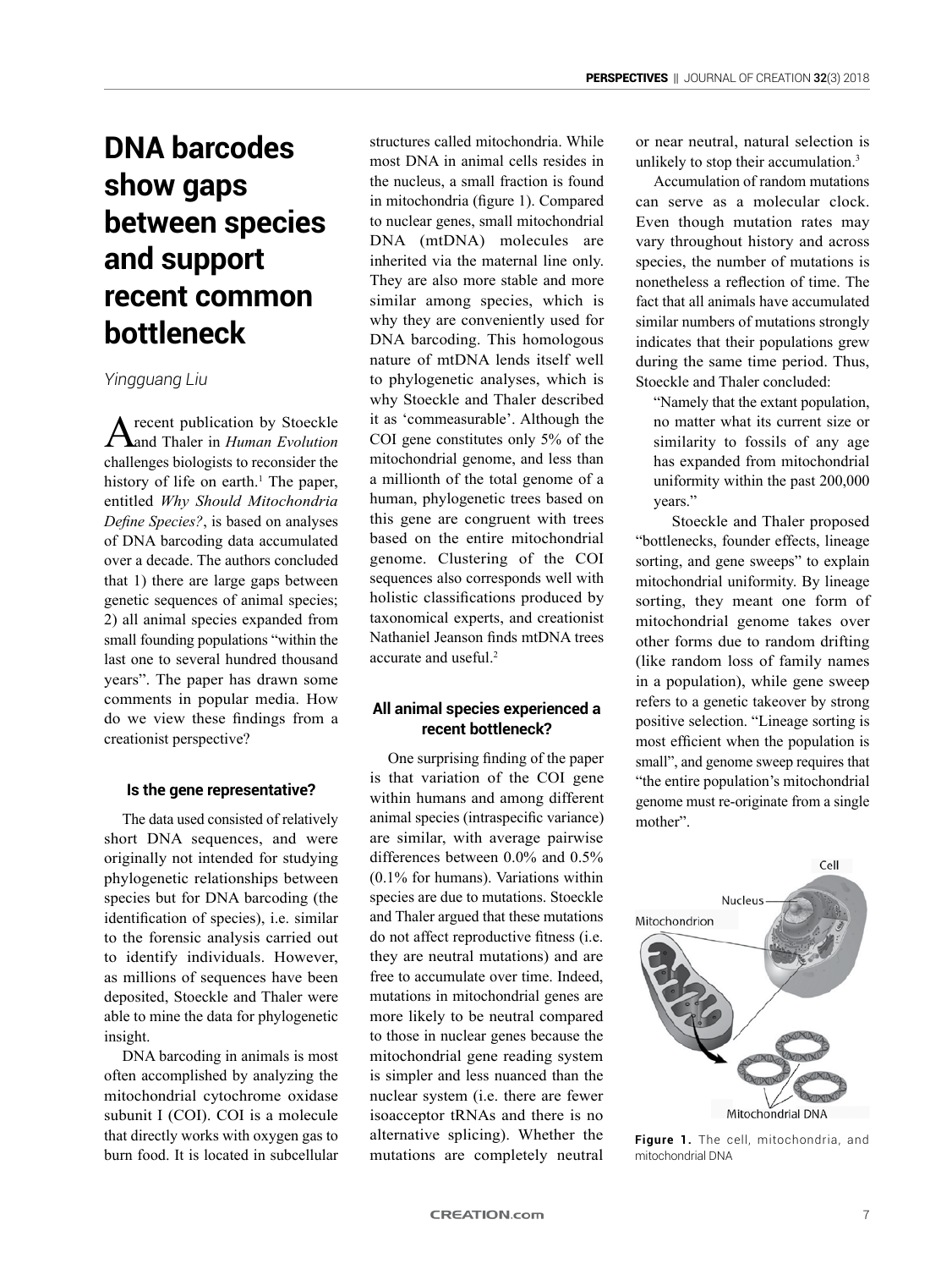# DNA barcodes show gaps between species and support recent common bottleneck

*Yingguang Liu*

A recent publication by Stoeckle and Thaler in *Human Evolution* challenges biologists to reconsider the history of life on earth.[1] The paper, entitled *Why Should Mitochondria Define Species?*, is based on analyses of DNA barcoding data accumulated over a decade. The authors concluded that 1) there are large gaps between genetic sequences of animal species; 2) all animal species expanded from small founding populations "within the last one to several hundred thousand years". The paper has drawn some comments in popular media. How do we view these findings from a creationist perspective?

### Is the gene representative?

The data used consisted of relatively short DNA sequences, and were originally not intended for studying phylogenetic relationships between species but for DNA barcoding (the identification of species), i.e. similar to the forensic analysis carried out to identify individuals. However, as millions of sequences have been deposited, Stoeckle and Thaler were able to mine the data for phylogenetic insight.

DNA barcoding in animals is most often accomplished by analyzing the mitochondrial cytochrome oxidase subunit I (COI). COI is a molecule that directly works with oxygen gas to burn food. It is located in subcellular structures called mitochondria. While most DNA in animal cells resides in the nucleus, a small fraction is found in mitochondria (figure 1). Compared to nuclear genes, small mitochondrial DNA (mtDNA) molecules are inherited via the maternal line only. They are also more stable and more similar among species, which is why they are conveniently used for DNA barcoding. This homologous nature of mtDNA lends itself well to phylogenetic analyses, which is why Stoeckle and Thaler described it as 'commeasurable'. Although the COI gene constitutes only 5% of the mitochondrial genome, and less than a millionth of the total genome of a human, phylogenetic trees based on this gene are congruent with trees based on the entire mitochondrial genome. Clustering of the COI sequences also corresponds well with holistic classifications produced by taxonomical experts, and creationist Nathaniel Jeanson finds mtDNA trees accurate and useful.[2]

### All animal species experienced a recent bottleneck?

One surprising finding of the paper is that variation of the COI gene within humans and among different animal species (intraspecific variance) are similar, with average pairwise differences between 0.0% and 0.5% (0.1% for humans). Variations within species are due to mutations. Stoeckle and Thaler argued that these mutations do not affect reproductive fitness (i.e. they are neutral mutations) and are free to accumulate over time. Indeed, mutations in mitochondrial genes are more likely to be neutral compared to those in nuclear genes because the mitochondrial gene reading system is simpler and less nuanced than the nuclear system (i.e. there are fewer isoacceptor tRNAs and there is no alternative splicing). Whether the mutations are completely neutral or near neutral, natural selection is unlikely to stop their accumulation.[3]

Accumulation of random mutations can serve as a molecular clock. Even though mutation rates may vary throughout history and across species, the number of mutations is nonetheless a reflection of time. The fact that all animals have accumulated similar numbers of mutations strongly indicates that their populations grew during the same time period. Thus, Stoeckle and Thaler concluded:

> "Namely that the extant population, no matter what its current size or similarity to fossils of any age has expanded from mitochondrial uniformity within the past 200,000 years."

Stoeckle and Thaler proposed "bottlenecks, founder effects, lineage sorting, and gene sweeps" to explain mitochondrial uniformity. By lineage sorting, they meant one form of mitochondrial genome takes over other forms due to random drifting (like random loss of family names in a population), while gene sweep refers to a genetic takeover by strong positive selection. "Lineage sorting is most efficient when the population is small", and genome sweep requires that "the entire population's mitochondrial genome must re-originate from a single mother".

**Figure 1.** The cell, mitochondria, and mitochondrial DNA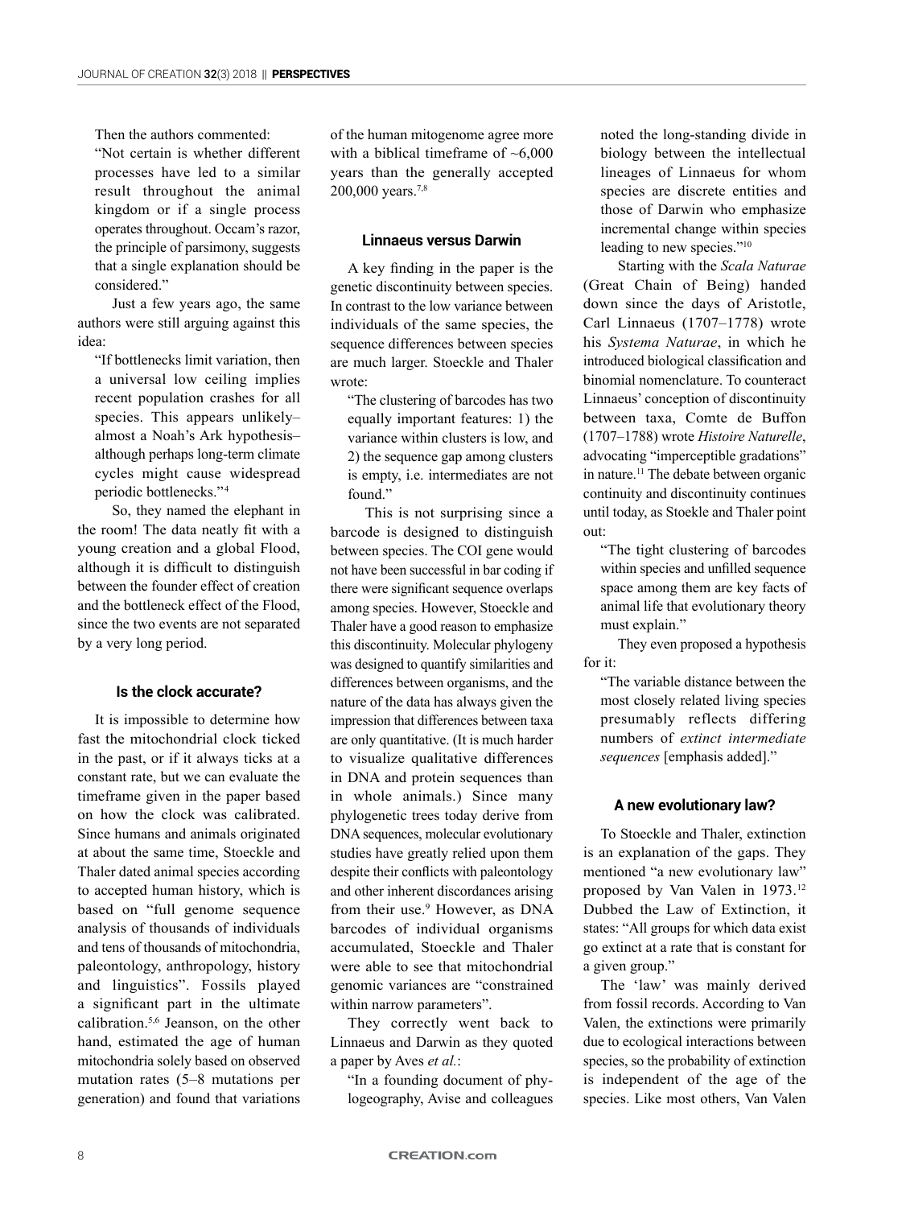Then the authors commented:

> "Not certain is whether different processes have led to a similar result throughout the animal kingdom or if a single process operates throughout. Occam's razor, the principle of parsimony, suggests that a single explanation should be considered."

Just a few years ago, the same authors were still arguing against this idea:

> "If bottlenecks limit variation, then a universal low ceiling implies recent population crashes for all species. This appears unlikely–almost a Noah's Ark hypothesis–although perhaps long-term climate cycles might cause widespread periodic bottlenecks."[4]

So, they named the elephant in the room! The data neatly fit with a young creation and a global Flood, although it is difficult to distinguish between the founder effect of creation and the bottleneck effect of the Flood, since the two events are not separated by a very long period.

### Is the clock accurate?

It is impossible to determine how fast the mitochondrial clock ticked in the past, or if it always ticks at a constant rate, but we can evaluate the timeframe given in the paper based on how the clock was calibrated. Since humans and animals originated at about the same time, Stoeckle and Thaler dated animal species according to accepted human history, which is based on "full genome sequence analysis of thousands of individuals and tens of thousands of mitochondria, paleontology, anthropology, history and linguistics". Fossils played a significant part in the ultimate calibration.[5,6] Jeanson, on the other hand, estimated the age of human mitochondria solely based on observed mutation rates (5–8 mutations per generation) and found that variations of the human mitogenome agree more with a biblical timeframe of ~6,000 years than the generally accepted 200,000 years.[7,8]

### Linnaeus versus Darwin

A key finding in the paper is the genetic discontinuity between species. In contrast to the low variance between individuals of the same species, the sequence differences between species are much larger. Stoeckle and Thaler wrote:

> "The clustering of barcodes has two equally important features: 1) the variance within clusters is low, and 2) the sequence gap among clusters is empty, i.e. intermediates are not found."

This is not surprising since a barcode is designed to distinguish between species. The COI gene would not have been successful in bar coding if there were significant sequence overlaps among species. However, Stoeckle and Thaler have a good reason to emphasize this discontinuity. Molecular phylogeny was designed to quantify similarities and differences between organisms, and the nature of the data has always given the impression that differences between taxa are only quantitative. (It is much harder to visualize qualitative differences in DNA and protein sequences than in whole animals.) Since many phylogenetic trees today derive from DNA sequences, molecular evolutionary studies have greatly relied upon them despite their conflicts with paleontology and other inherent discordances arising from their use.[9] However, as DNA barcodes of individual organisms accumulated, Stoeckle and Thaler were able to see that mitochondrial genomic variances are "constrained within narrow parameters".

They correctly went back to Linnaeus and Darwin as they quoted a paper by Aves *et al.*:

> "In a founding document of phylogeography, Avise and colleagues noted the long-standing divide in biology between the intellectual lineages of Linnaeus for whom species are discrete entities and those of Darwin who emphasize incremental change within species leading to new species."[10]

Starting with the *Scala Naturae* (Great Chain of Being) handed down since the days of Aristotle, Carl Linnaeus (1707–1778) wrote his *Systema Naturae*, in which he introduced biological classification and binomial nomenclature. To counteract Linnaeus' conception of discontinuity between taxa, Comte de Buffon (1707–1788) wrote *Histoire Naturelle*, advocating "imperceptible gradations" in nature.[11] The debate between organic continuity and discontinuity continues until today, as Stoekle and Thaler point out:

> "The tight clustering of barcodes within species and unfilled sequence space among them are key facts of animal life that evolutionary theory must explain."

They even proposed a hypothesis for it:

> "The variable distance between the most closely related living species presumably reflects differing numbers of *extinct intermediate sequences* [emphasis added]."

### A new evolutionary law?

To Stoeckle and Thaler, extinction is an explanation of the gaps. They mentioned "a new evolutionary law" proposed by Van Valen in 1973.[12] Dubbed the Law of Extinction, it states: "All groups for which data exist go extinct at a rate that is constant for a given group."

The 'law' was mainly derived from fossil records. According to Van Valen, the extinctions were primarily due to ecological interactions between species, so the probability of extinction is independent of the age of the species. Like most others, Van Valen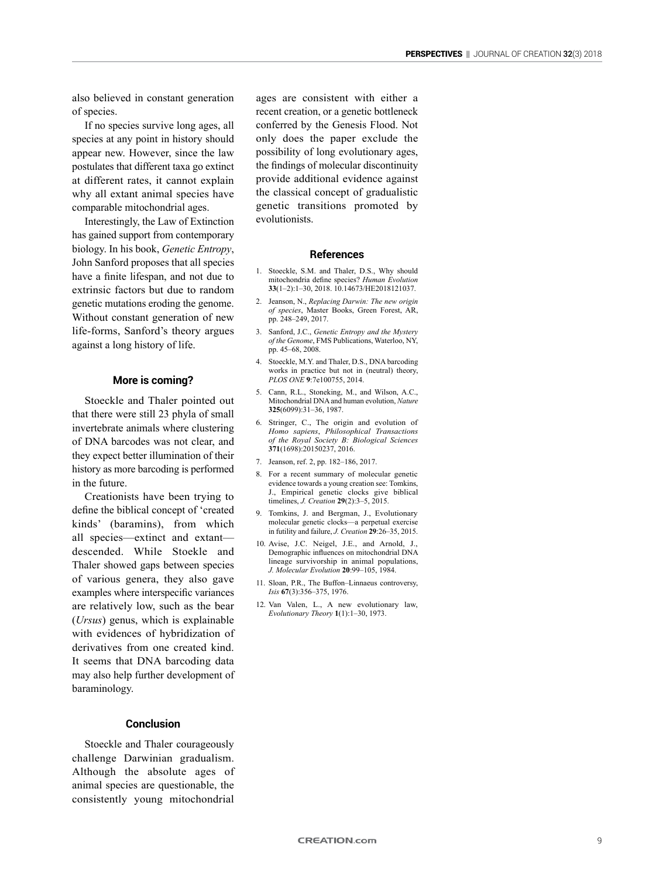also believed in constant generation of species.

If no species survive long ages, all species at any point in history should appear new. However, since the law postulates that different taxa go extinct at different rates, it cannot explain why all extant animal species have comparable mitochondrial ages.

Interestingly, the Law of Extinction has gained support from contemporary biology. In his book, *Genetic Entropy*, John Sanford proposes that all species have a finite lifespan, and not due to extrinsic factors but due to random genetic mutations eroding the genome. Without constant generation of new life-forms, Sanford's theory argues against a long history of life.

## More is coming?

Stoeckle and Thaler pointed out that there were still 23 phyla of small invertebrate animals where clustering of DNA barcodes was not clear, and they expect better illumination of their history as more barcoding is performed in the future.

Creationists have been trying to define the biblical concept of 'created kinds' (baramins), from which all species—extinct and extant—descended. While Stoekle and Thaler showed gaps between species of various genera, they also gave examples where interspecific variances are relatively low, such as the bear (*Ursus*) genus, which is explainable with evidences of hybridization of derivatives from one created kind. It seems that DNA barcoding data may also help further development of baraminology.

## Conclusion

Stoeckle and Thaler courageously challenge Darwinian gradualism. Although the absolute ages of animal species are questionable, the consistently young mitochondrial ages are consistent with either a recent creation, or a genetic bottleneck conferred by the Genesis Flood. Not only does the paper exclude the possibility of long evolutionary ages, the findings of molecular discontinuity provide additional evidence against the classical concept of gradualistic genetic transitions promoted by evolutionists.

## References

1. Stoeckle, S.M. and Thaler, D.S., Why should mitochondria define species? *Human Evolution* **33**(1–2):1–30, 2018. 10.14673/HE2018121037.
2. Jeanson, N., *Replacing Darwin: The new origin of species*, Master Books, Green Forest, AR, pp. 248–249, 2017.
3. Sanford, J.C., *Genetic Entropy and the Mystery of the Genome*, FMS Publications, Waterloo, NY, pp. 45–68, 2008.
4. Stoeckle, M.Y. and Thaler, D.S., DNA barcoding works in practice but not in (neutral) theory, *PLOS ONE* **9**:7e100755, 2014.
5. Cann, R.L., Stoneking, M., and Wilson, A.C., Mitochondrial DNA and human evolution, *Nature* **325**(6099):31–36, 1987.
6. Stringer, C., The origin and evolution of *Homo sapiens*, *Philosophical Transactions of the Royal Society B: Biological Sciences* **371**(1698):20150237, 2016.
7. Jeanson, ref. 2, pp. 182–186, 2017.
8. For a recent summary of molecular genetic evidence towards a young creation see: Tomkins, J., Empirical genetic clocks give biblical timelines, *J. Creation* **29**(2):3–5, 2015.
9. Tomkins, J. and Bergman, J., Evolutionary molecular genetic clocks—a perpetual exercise in futility and failure, *J. Creation* **29**:26–35, 2015.
10. Avise, J.C. Neigel, J.E., and Arnold, J., Demographic influences on mitochondrial DNA lineage survivorship in animal populations, *J. Molecular Evolution* **20**:99–105, 1984.
11. Sloan, P.R., The Buffon–Linnaeus controversy, *Isis* **67**(3):356–375, 1976.
12. Van Valen, L., A new evolutionary law, *Evolutionary Theory* **1**(1):1–30, 1973.